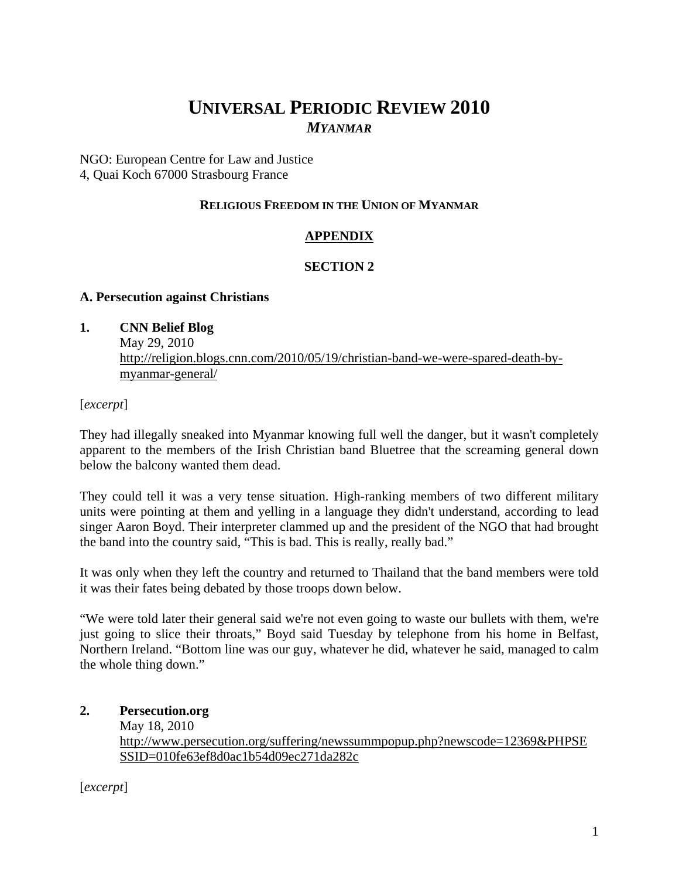# UNIVERSAL PERIODIC REVIEW 2010

## *MYANMAR*

NGO: European Centre for Law and Justice
4, Quai Koch 67000 Strasbourg France

**RELIGIOUS FREEDOM IN THE UNION OF MYANMAR**

**APPENDIX**

**SECTION 2**

### A. Persecution against Christians

**1. CNN Belief Blog**
May 29, 2010
http://religion.blogs.cnn.com/2010/05/19/christian-band-we-were-spared-death-by-myanmar-general/

[*excerpt*]

They had illegally sneaked into Myanmar knowing full well the danger, but it wasn't completely apparent to the members of the Irish Christian band Bluetree that the screaming general down below the balcony wanted them dead.

They could tell it was a very tense situation. High-ranking members of two different military units were pointing at them and yelling in a language they didn't understand, according to lead singer Aaron Boyd. Their interpreter clammed up and the president of the NGO that had brought the band into the country said, "This is bad. This is really, really bad."

It was only when they left the country and returned to Thailand that the band members were told it was their fates being debated by those troops down below.

"We were told later their general said we're not even going to waste our bullets with them, we're just going to slice their throats," Boyd said Tuesday by telephone from his home in Belfast, Northern Ireland. "Bottom line was our guy, whatever he did, whatever he said, managed to calm the whole thing down."

**2. Persecution.org**
May 18, 2010
http://www.persecution.org/suffering/newssummpopup.php?newscode=12369&PHPSESSID=010fe63ef8d0ac1b54d09ec271da282c

[*excerpt*]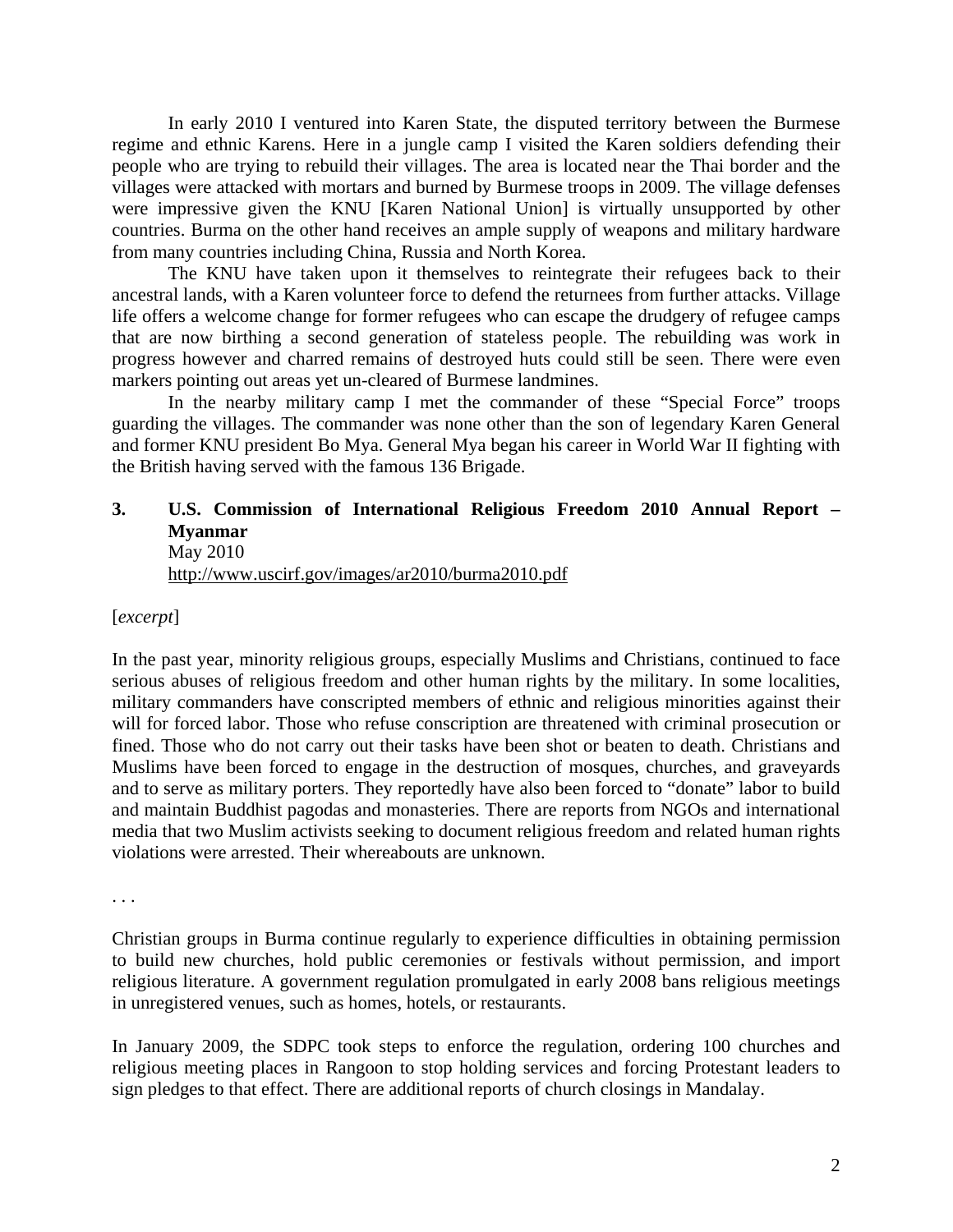In early 2010 I ventured into Karen State, the disputed territory between the Burmese regime and ethnic Karens. Here in a jungle camp I visited the Karen soldiers defending their people who are trying to rebuild their villages. The area is located near the Thai border and the villages were attacked with mortars and burned by Burmese troops in 2009. The village defenses were impressive given the KNU [Karen National Union] is virtually unsupported by other countries. Burma on the other hand receives an ample supply of weapons and military hardware from many countries including China, Russia and North Korea.

The KNU have taken upon it themselves to reintegrate their refugees back to their ancestral lands, with a Karen volunteer force to defend the returnees from further attacks. Village life offers a welcome change for former refugees who can escape the drudgery of refugee camps that are now birthing a second generation of stateless people. The rebuilding was work in progress however and charred remains of destroyed huts could still be seen. There were even markers pointing out areas yet un-cleared of Burmese landmines.

In the nearby military camp I met the commander of these "Special Force" troops guarding the villages. The commander was none other than the son of legendary Karen General and former KNU president Bo Mya. General Mya began his career in World War II fighting with the British having served with the famous 136 Brigade.

**3. U.S. Commission of International Religious Freedom 2010 Annual Report – Myanmar**
May 2010
http://www.uscirf.gov/images/ar2010/burma2010.pdf

[*excerpt*]

In the past year, minority religious groups, especially Muslims and Christians, continued to face serious abuses of religious freedom and other human rights by the military. In some localities, military commanders have conscripted members of ethnic and religious minorities against their will for forced labor. Those who refuse conscription are threatened with criminal prosecution or fined. Those who do not carry out their tasks have been shot or beaten to death. Christians and Muslims have been forced to engage in the destruction of mosques, churches, and graveyards and to serve as military porters. They reportedly have also been forced to "donate" labor to build and maintain Buddhist pagodas and monasteries. There are reports from NGOs and international media that two Muslim activists seeking to document religious freedom and related human rights violations were arrested. Their whereabouts are unknown.

. . .

Christian groups in Burma continue regularly to experience difficulties in obtaining permission to build new churches, hold public ceremonies or festivals without permission, and import religious literature. A government regulation promulgated in early 2008 bans religious meetings in unregistered venues, such as homes, hotels, or restaurants.

In January 2009, the SDPC took steps to enforce the regulation, ordering 100 churches and religious meeting places in Rangoon to stop holding services and forcing Protestant leaders to sign pledges to that effect. There are additional reports of church closings in Mandalay.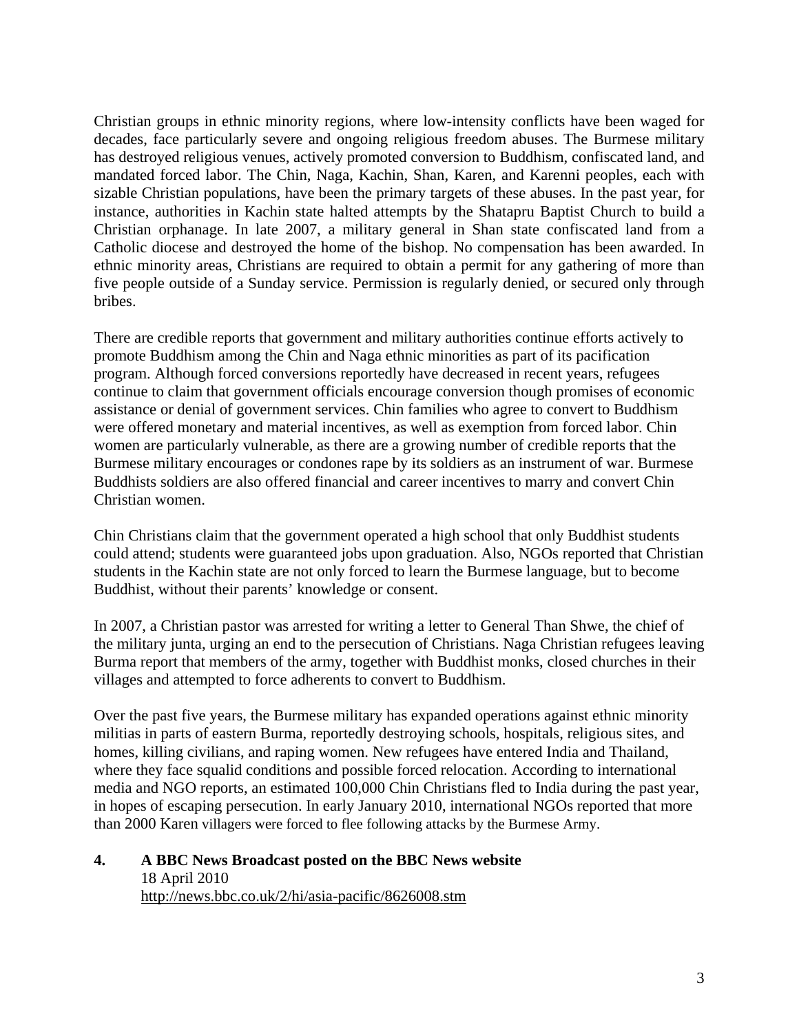Christian groups in ethnic minority regions, where low-intensity conflicts have been waged for decades, face particularly severe and ongoing religious freedom abuses. The Burmese military has destroyed religious venues, actively promoted conversion to Buddhism, confiscated land, and mandated forced labor. The Chin, Naga, Kachin, Shan, Karen, and Karenni peoples, each with sizable Christian populations, have been the primary targets of these abuses. In the past year, for instance, authorities in Kachin state halted attempts by the Shatapru Baptist Church to build a Christian orphanage. In late 2007, a military general in Shan state confiscated land from a Catholic diocese and destroyed the home of the bishop. No compensation has been awarded. In ethnic minority areas, Christians are required to obtain a permit for any gathering of more than five people outside of a Sunday service. Permission is regularly denied, or secured only through bribes.

There are credible reports that government and military authorities continue efforts actively to promote Buddhism among the Chin and Naga ethnic minorities as part of its pacification program. Although forced conversions reportedly have decreased in recent years, refugees continue to claim that government officials encourage conversion though promises of economic assistance or denial of government services. Chin families who agree to convert to Buddhism were offered monetary and material incentives, as well as exemption from forced labor. Chin women are particularly vulnerable, as there are a growing number of credible reports that the Burmese military encourages or condones rape by its soldiers as an instrument of war. Burmese Buddhists soldiers are also offered financial and career incentives to marry and convert Chin Christian women.

Chin Christians claim that the government operated a high school that only Buddhist students could attend; students were guaranteed jobs upon graduation. Also, NGOs reported that Christian students in the Kachin state are not only forced to learn the Burmese language, but to become Buddhist, without their parents' knowledge or consent.

In 2007, a Christian pastor was arrested for writing a letter to General Than Shwe, the chief of the military junta, urging an end to the persecution of Christians. Naga Christian refugees leaving Burma report that members of the army, together with Buddhist monks, closed churches in their villages and attempted to force adherents to convert to Buddhism.

Over the past five years, the Burmese military has expanded operations against ethnic minority militias in parts of eastern Burma, reportedly destroying schools, hospitals, religious sites, and homes, killing civilians, and raping women. New refugees have entered India and Thailand, where they face squalid conditions and possible forced relocation. According to international media and NGO reports, an estimated 100,000 Chin Christians fled to India during the past year, in hopes of escaping persecution. In early January 2010, international NGOs reported that more than 2000 Karen villagers were forced to flee following attacks by the Burmese Army.

**4. A BBC News Broadcast posted on the BBC News website**
18 April 2010
http://news.bbc.co.uk/2/hi/asia-pacific/8626008.stm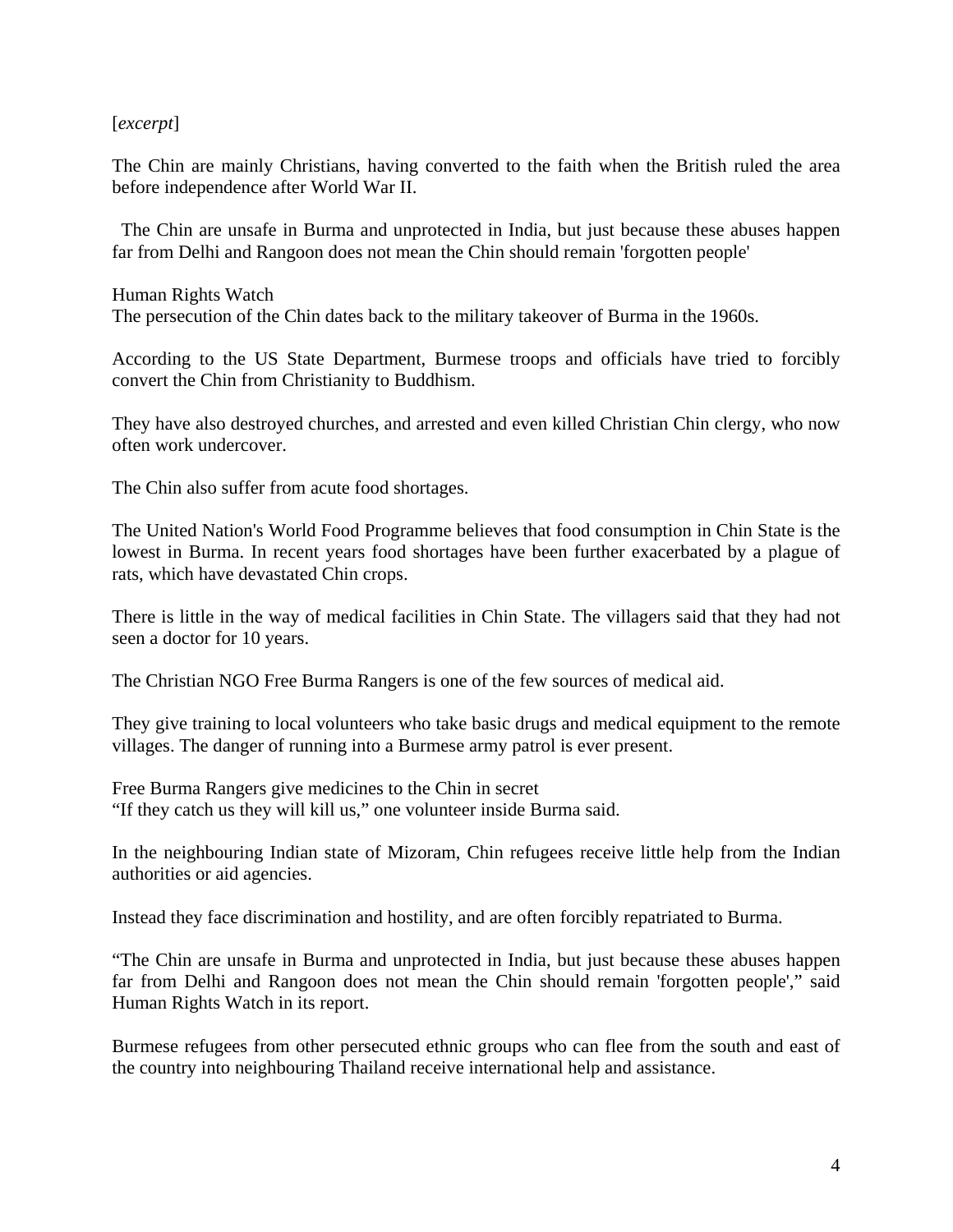[*excerpt*]

The Chin are mainly Christians, having converted to the faith when the British ruled the area before independence after World War II.

The Chin are unsafe in Burma and unprotected in India, but just because these abuses happen far from Delhi and Rangoon does not mean the Chin should remain 'forgotten people'

Human Rights Watch
The persecution of the Chin dates back to the military takeover of Burma in the 1960s.

According to the US State Department, Burmese troops and officials have tried to forcibly convert the Chin from Christianity to Buddhism.

They have also destroyed churches, and arrested and even killed Christian Chin clergy, who now often work undercover.

The Chin also suffer from acute food shortages.

The United Nation's World Food Programme believes that food consumption in Chin State is the lowest in Burma. In recent years food shortages have been further exacerbated by a plague of rats, which have devastated Chin crops.

There is little in the way of medical facilities in Chin State. The villagers said that they had not seen a doctor for 10 years.

The Christian NGO Free Burma Rangers is one of the few sources of medical aid.

They give training to local volunteers who take basic drugs and medical equipment to the remote villages. The danger of running into a Burmese army patrol is ever present.

Free Burma Rangers give medicines to the Chin in secret
"If they catch us they will kill us," one volunteer inside Burma said.

In the neighbouring Indian state of Mizoram, Chin refugees receive little help from the Indian authorities or aid agencies.

Instead they face discrimination and hostility, and are often forcibly repatriated to Burma.

"The Chin are unsafe in Burma and unprotected in India, but just because these abuses happen far from Delhi and Rangoon does not mean the Chin should remain 'forgotten people'," said Human Rights Watch in its report.

Burmese refugees from other persecuted ethnic groups who can flee from the south and east of the country into neighbouring Thailand receive international help and assistance.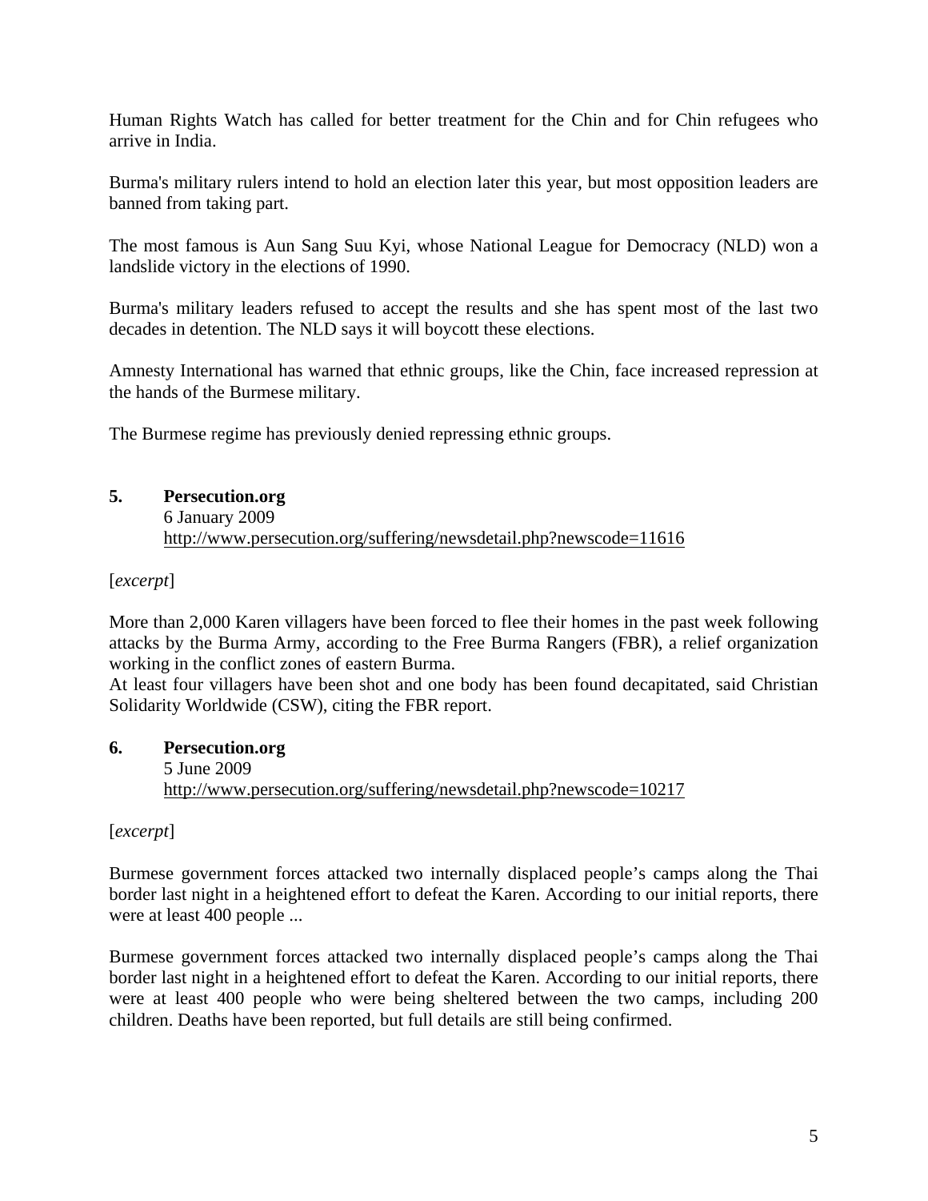Human Rights Watch has called for better treatment for the Chin and for Chin refugees who arrive in India.

Burma's military rulers intend to hold an election later this year, but most opposition leaders are banned from taking part.

The most famous is Aun Sang Suu Kyi, whose National League for Democracy (NLD) won a landslide victory in the elections of 1990.

Burma's military leaders refused to accept the results and she has spent most of the last two decades in detention. The NLD says it will boycott these elections.

Amnesty International has warned that ethnic groups, like the Chin, face increased repression at the hands of the Burmese military.

The Burmese regime has previously denied repressing ethnic groups.

**5. Persecution.org**
6 January 2009
http://www.persecution.org/suffering/newsdetail.php?newscode=11616

[*excerpt*]

More than 2,000 Karen villagers have been forced to flee their homes in the past week following attacks by the Burma Army, according to the Free Burma Rangers (FBR), a relief organization working in the conflict zones of eastern Burma.
At least four villagers have been shot and one body has been found decapitated, said Christian Solidarity Worldwide (CSW), citing the FBR report.

**6. Persecution.org**
5 June 2009
http://www.persecution.org/suffering/newsdetail.php?newscode=10217

[*excerpt*]

Burmese government forces attacked two internally displaced people's camps along the Thai border last night in a heightened effort to defeat the Karen. According to our initial reports, there were at least 400 people ...

Burmese government forces attacked two internally displaced people's camps along the Thai border last night in a heightened effort to defeat the Karen. According to our initial reports, there were at least 400 people who were being sheltered between the two camps, including 200 children. Deaths have been reported, but full details are still being confirmed.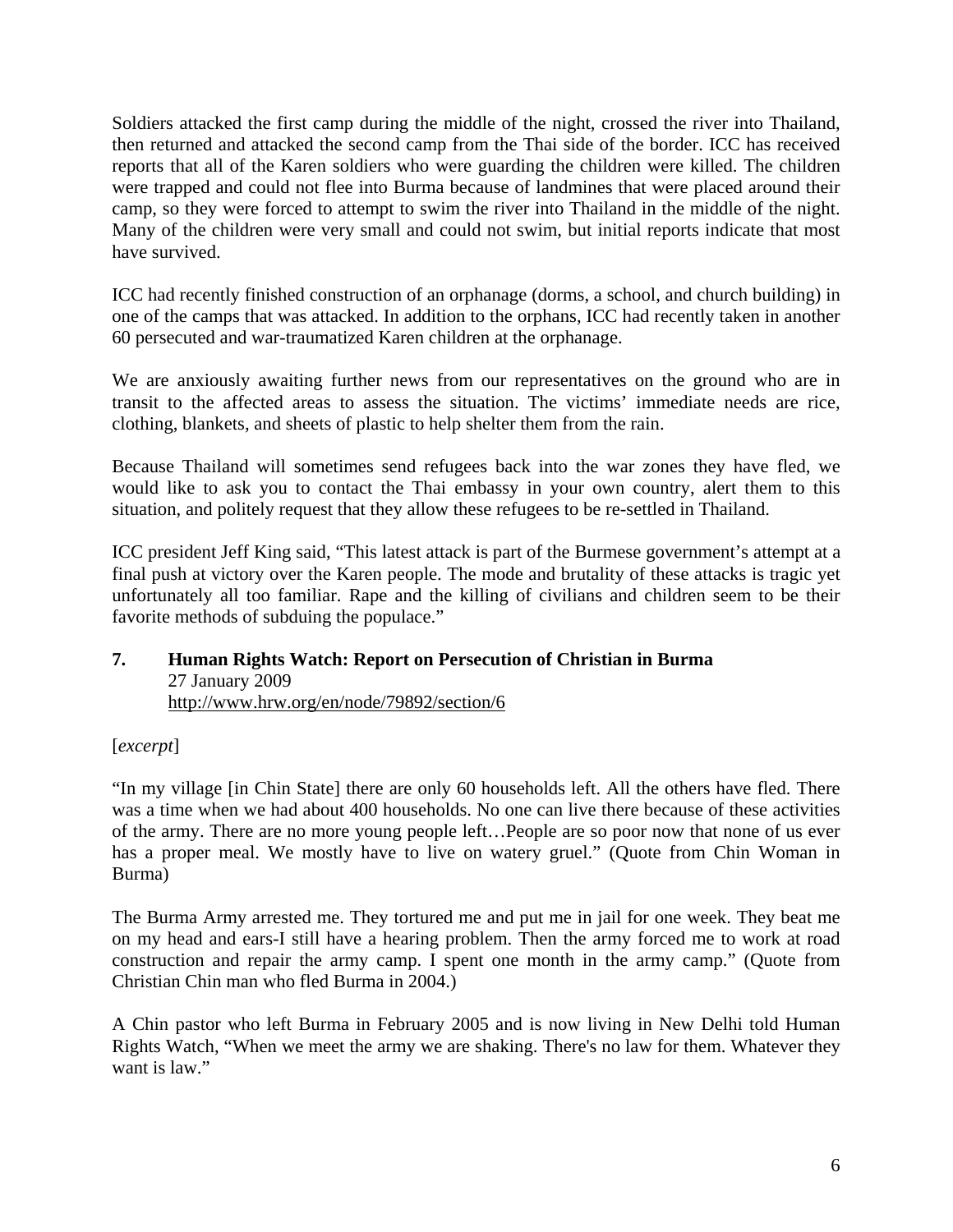Soldiers attacked the first camp during the middle of the night, crossed the river into Thailand, then returned and attacked the second camp from the Thai side of the border. ICC has received reports that all of the Karen soldiers who were guarding the children were killed. The children were trapped and could not flee into Burma because of landmines that were placed around their camp, so they were forced to attempt to swim the river into Thailand in the middle of the night. Many of the children were very small and could not swim, but initial reports indicate that most have survived.

ICC had recently finished construction of an orphanage (dorms, a school, and church building) in one of the camps that was attacked. In addition to the orphans, ICC had recently taken in another 60 persecuted and war-traumatized Karen children at the orphanage.

We are anxiously awaiting further news from our representatives on the ground who are in transit to the affected areas to assess the situation. The victims' immediate needs are rice, clothing, blankets, and sheets of plastic to help shelter them from the rain.

Because Thailand will sometimes send refugees back into the war zones they have fled, we would like to ask you to contact the Thai embassy in your own country, alert them to this situation, and politely request that they allow these refugees to be re-settled in Thailand.

ICC president Jeff King said, "This latest attack is part of the Burmese government's attempt at a final push at victory over the Karen people. The mode and brutality of these attacks is tragic yet unfortunately all too familiar. Rape and the killing of civilians and children seem to be their favorite methods of subduing the populace."

## 7. Human Rights Watch: Report on Persecution of Christian in Burma

27 January 2009
http://www.hrw.org/en/node/79892/section/6

[*excerpt*]

"In my village [in Chin State] there are only 60 households left. All the others have fled. There was a time when we had about 400 households. No one can live there because of these activities of the army. There are no more young people left…People are so poor now that none of us ever has a proper meal. We mostly have to live on watery gruel." (Quote from Chin Woman in Burma)

The Burma Army arrested me. They tortured me and put me in jail for one week. They beat me on my head and ears-I still have a hearing problem. Then the army forced me to work at road construction and repair the army camp. I spent one month in the army camp." (Quote from Christian Chin man who fled Burma in 2004.)

A Chin pastor who left Burma in February 2005 and is now living in New Delhi told Human Rights Watch, "When we meet the army we are shaking. There's no law for them. Whatever they want is law."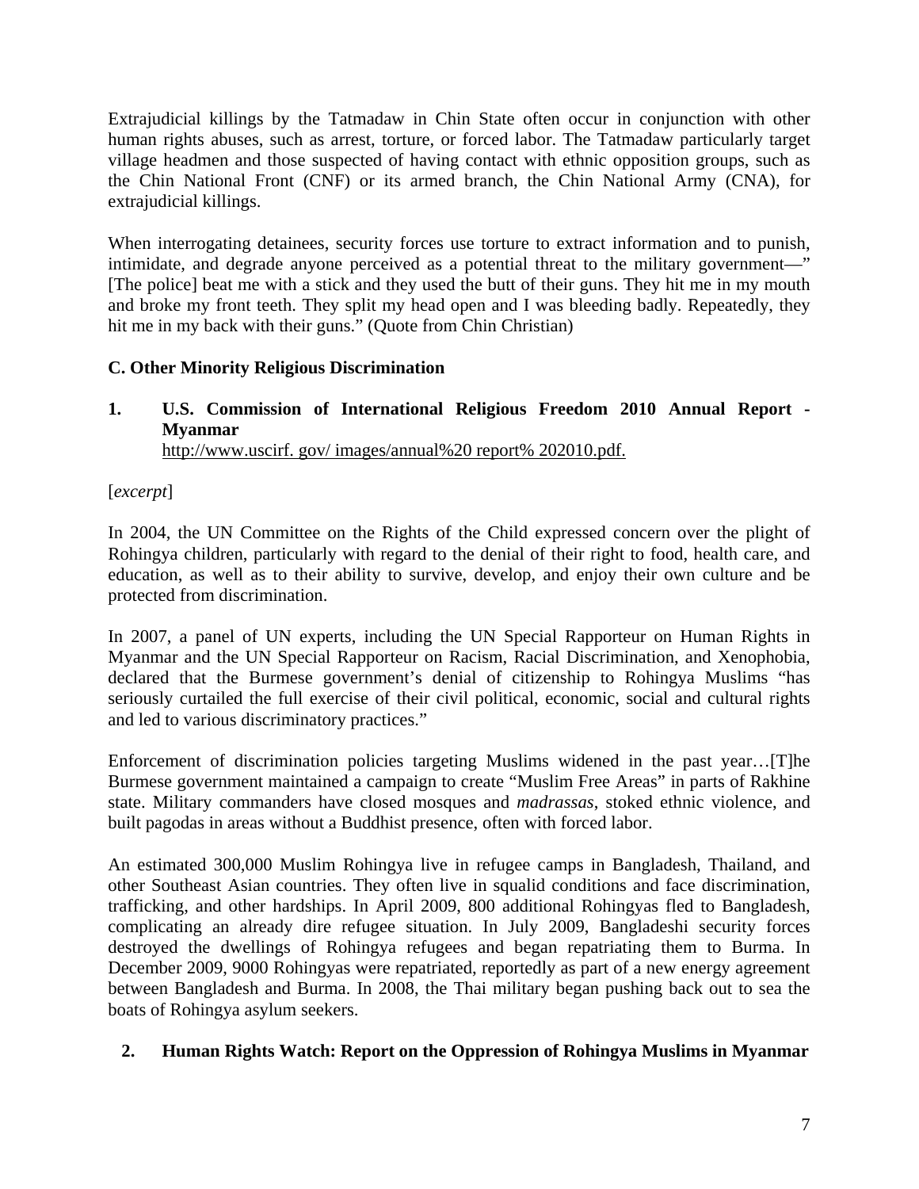Extrajudicial killings by the Tatmadaw in Chin State often occur in conjunction with other human rights abuses, such as arrest, torture, or forced labor. The Tatmadaw particularly target village headmen and those suspected of having contact with ethnic opposition groups, such as the Chin National Front (CNF) or its armed branch, the Chin National Army (CNA), for extrajudicial killings.

When interrogating detainees, security forces use torture to extract information and to punish, intimidate, and degrade anyone perceived as a potential threat to the military government—" [The police] beat me with a stick and they used the butt of their guns. They hit me in my mouth and broke my front teeth. They split my head open and I was bleeding badly. Repeatedly, they hit me in my back with their guns." (Quote from Chin Christian)

### C. Other Minority Religious Discrimination

**1. U.S. Commission of International Religious Freedom 2010 Annual Report - Myanmar**
http://www.uscirf. gov/ images/annual%20 report% 202010.pdf.

[*excerpt*]

In 2004, the UN Committee on the Rights of the Child expressed concern over the plight of Rohingya children, particularly with regard to the denial of their right to food, health care, and education, as well as to their ability to survive, develop, and enjoy their own culture and be protected from discrimination.

In 2007, a panel of UN experts, including the UN Special Rapporteur on Human Rights in Myanmar and the UN Special Rapporteur on Racism, Racial Discrimination, and Xenophobia, declared that the Burmese government's denial of citizenship to Rohingya Muslims "has seriously curtailed the full exercise of their civil political, economic, social and cultural rights and led to various discriminatory practices."

Enforcement of discrimination policies targeting Muslims widened in the past year…[T]he Burmese government maintained a campaign to create "Muslim Free Areas" in parts of Rakhine state. Military commanders have closed mosques and *madrassas*, stoked ethnic violence, and built pagodas in areas without a Buddhist presence, often with forced labor.

An estimated 300,000 Muslim Rohingya live in refugee camps in Bangladesh, Thailand, and other Southeast Asian countries. They often live in squalid conditions and face discrimination, trafficking, and other hardships. In April 2009, 800 additional Rohingyas fled to Bangladesh, complicating an already dire refugee situation. In July 2009, Bangladeshi security forces destroyed the dwellings of Rohingya refugees and began repatriating them to Burma. In December 2009, 9000 Rohingyas were repatriated, reportedly as part of a new energy agreement between Bangladesh and Burma. In 2008, the Thai military began pushing back out to sea the boats of Rohingya asylum seekers.

**2. Human Rights Watch: Report on the Oppression of Rohingya Muslims in Myanmar**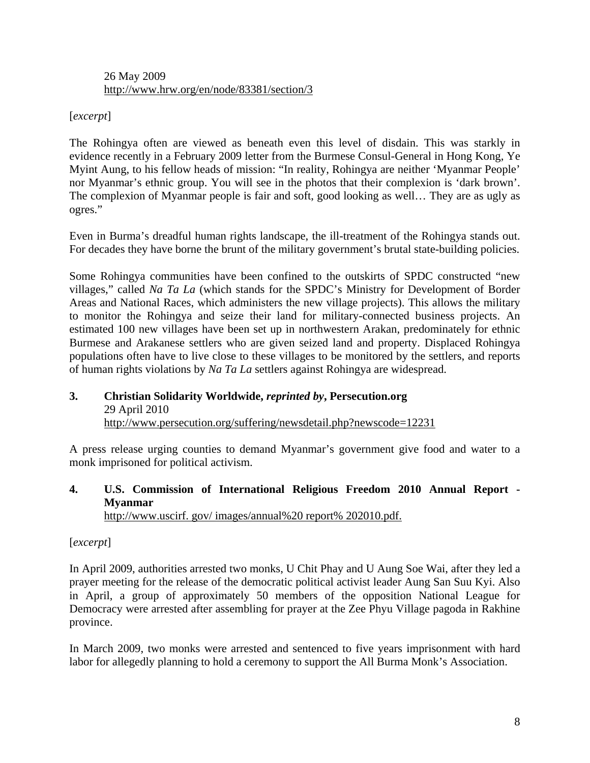26 May 2009
http://www.hrw.org/en/node/83381/section/3

[*excerpt*]

The Rohingya often are viewed as beneath even this level of disdain. This was starkly in evidence recently in a February 2009 letter from the Burmese Consul-General in Hong Kong, Ye Myint Aung, to his fellow heads of mission: "In reality, Rohingya are neither 'Myanmar People' nor Myanmar's ethnic group. You will see in the photos that their complexion is 'dark brown'. The complexion of Myanmar people is fair and soft, good looking as well… They are as ugly as ogres."

Even in Burma's dreadful human rights landscape, the ill-treatment of the Rohingya stands out. For decades they have borne the brunt of the military government's brutal state-building policies.

Some Rohingya communities have been confined to the outskirts of SPDC constructed "new villages," called *Na Ta La* (which stands for the SPDC's Ministry for Development of Border Areas and National Races, which administers the new village projects). This allows the military to monitor the Rohingya and seize their land for military-connected business projects. An estimated 100 new villages have been set up in northwestern Arakan, predominately for ethnic Burmese and Arakanese settlers who are given seized land and property. Displaced Rohingya populations often have to live close to these villages to be monitored by the settlers, and reports of human rights violations by *Na Ta La* settlers against Rohingya are widespread.

**3. Christian Solidarity Worldwide, *reprinted by*, Persecution.org**
29 April 2010
http://www.persecution.org/suffering/newsdetail.php?newscode=12231

A press release urging counties to demand Myanmar's government give food and water to a monk imprisoned for political activism.

**4. U.S. Commission of International Religious Freedom 2010 Annual Report - Myanmar**
http://www.uscirf. gov/ images/annual%20 report% 202010.pdf.

[*excerpt*]

In April 2009, authorities arrested two monks, U Chit Phay and U Aung Soe Wai, after they led a prayer meeting for the release of the democratic political activist leader Aung San Suu Kyi. Also in April, a group of approximately 50 members of the opposition National League for Democracy were arrested after assembling for prayer at the Zee Phyu Village pagoda in Rakhine province.

In March 2009, two monks were arrested and sentenced to five years imprisonment with hard labor for allegedly planning to hold a ceremony to support the All Burma Monk's Association.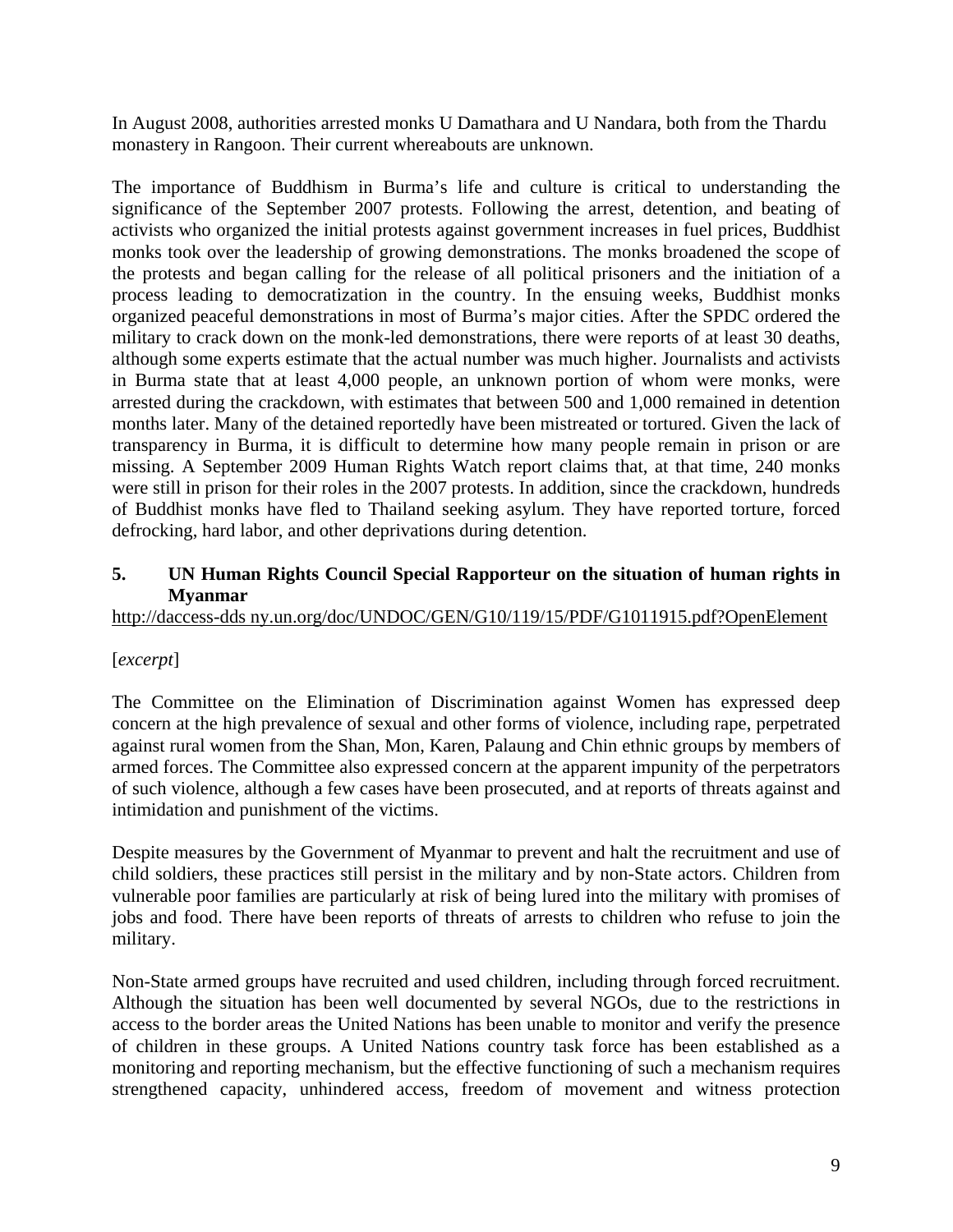In August 2008, authorities arrested monks U Damathara and U Nandara, both from the Thardu monastery in Rangoon. Their current whereabouts are unknown.

The importance of Buddhism in Burma's life and culture is critical to understanding the significance of the September 2007 protests. Following the arrest, detention, and beating of activists who organized the initial protests against government increases in fuel prices, Buddhist monks took over the leadership of growing demonstrations. The monks broadened the scope of the protests and began calling for the release of all political prisoners and the initiation of a process leading to democratization in the country. In the ensuing weeks, Buddhist monks organized peaceful demonstrations in most of Burma's major cities. After the SPDC ordered the military to crack down on the monk-led demonstrations, there were reports of at least 30 deaths, although some experts estimate that the actual number was much higher. Journalists and activists in Burma state that at least 4,000 people, an unknown portion of whom were monks, were arrested during the crackdown, with estimates that between 500 and 1,000 remained in detention months later. Many of the detained reportedly have been mistreated or tortured. Given the lack of transparency in Burma, it is difficult to determine how many people remain in prison or are missing. A September 2009 Human Rights Watch report claims that, at that time, 240 monks were still in prison for their roles in the 2007 protests. In addition, since the crackdown, hundreds of Buddhist monks have fled to Thailand seeking asylum. They have reported torture, forced defrocking, hard labor, and other deprivations during detention.

## 5. UN Human Rights Council Special Rapporteur on the situation of human rights in Myanmar

http://daccess-dds ny.un.org/doc/UNDOC/GEN/G10/119/15/PDF/G1011915.pdf?OpenElement

[*excerpt*]

The Committee on the Elimination of Discrimination against Women has expressed deep concern at the high prevalence of sexual and other forms of violence, including rape, perpetrated against rural women from the Shan, Mon, Karen, Palaung and Chin ethnic groups by members of armed forces. The Committee also expressed concern at the apparent impunity of the perpetrators of such violence, although a few cases have been prosecuted, and at reports of threats against and intimidation and punishment of the victims.

Despite measures by the Government of Myanmar to prevent and halt the recruitment and use of child soldiers, these practices still persist in the military and by non-State actors. Children from vulnerable poor families are particularly at risk of being lured into the military with promises of jobs and food. There have been reports of threats of arrests to children who refuse to join the military.

Non-State armed groups have recruited and used children, including through forced recruitment. Although the situation has been well documented by several NGOs, due to the restrictions in access to the border areas the United Nations has been unable to monitor and verify the presence of children in these groups. A United Nations country task force has been established as a monitoring and reporting mechanism, but the effective functioning of such a mechanism requires strengthened capacity, unhindered access, freedom of movement and witness protection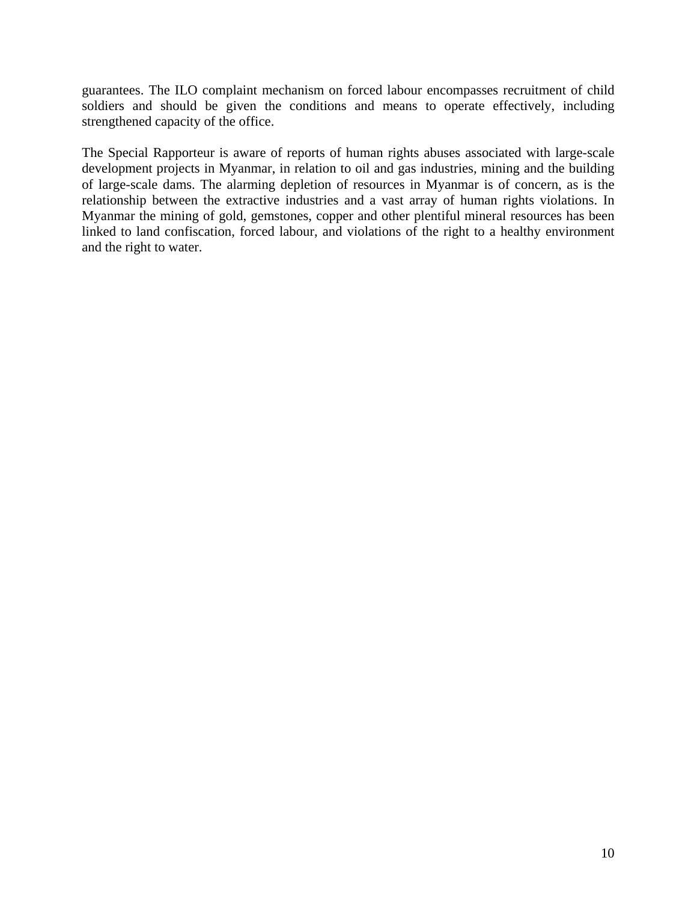guarantees. The ILO complaint mechanism on forced labour encompasses recruitment of child soldiers and should be given the conditions and means to operate effectively, including strengthened capacity of the office.

The Special Rapporteur is aware of reports of human rights abuses associated with large-scale development projects in Myanmar, in relation to oil and gas industries, mining and the building of large-scale dams. The alarming depletion of resources in Myanmar is of concern, as is the relationship between the extractive industries and a vast array of human rights violations. In Myanmar the mining of gold, gemstones, copper and other plentiful mineral resources has been linked to land confiscation, forced labour, and violations of the right to a healthy environment and the right to water.